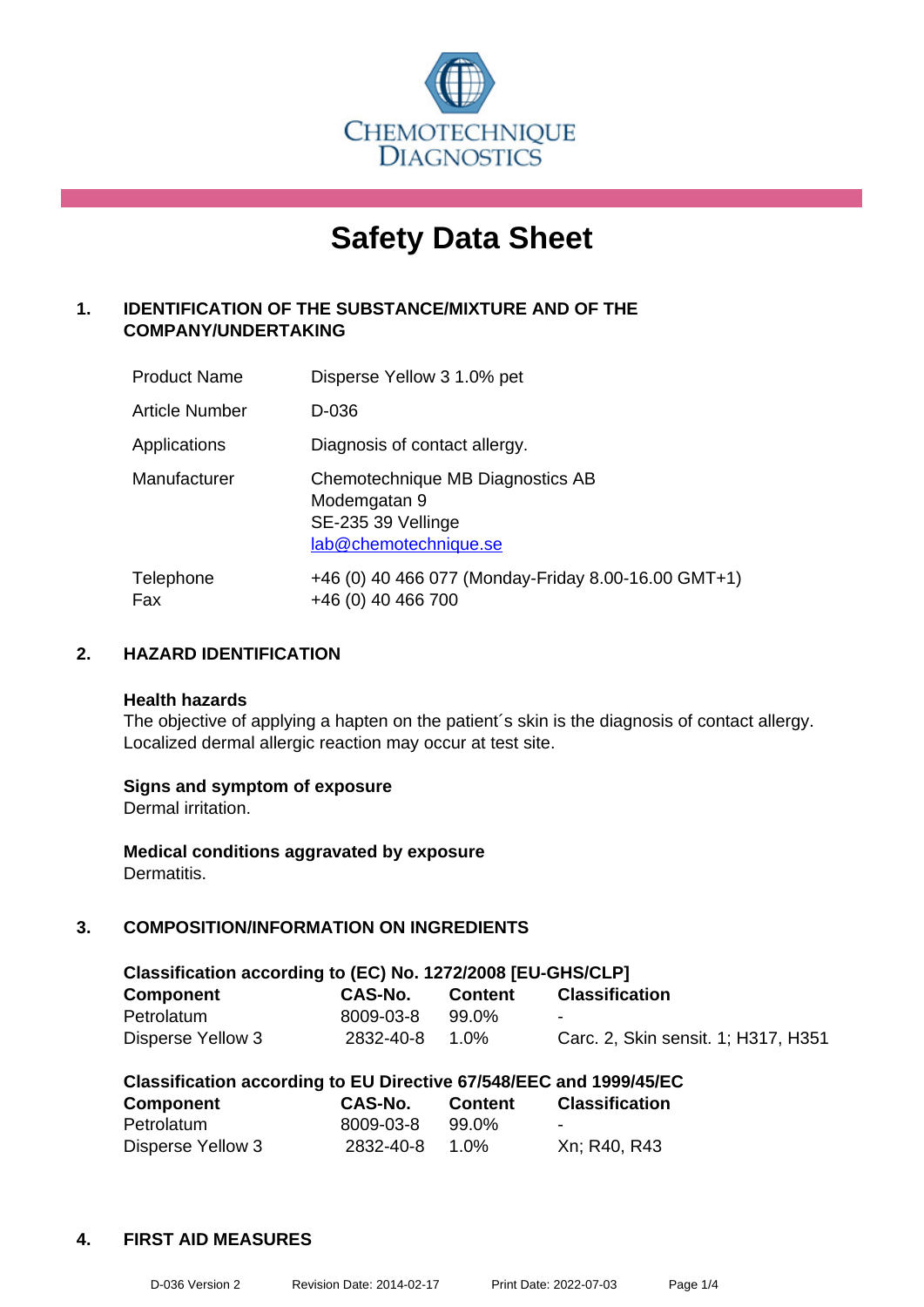CHEMOTECHNIQUE DIAGNOSTICS

# Safety Data Sheet

## 1. IDENTIFICATION OF THE SUBSTANCE/MIXTURE AND OF THE COMPANY/UNDERTAKING

| | |
|---|---|
| Product Name | Disperse Yellow 3 1.0% pet |
| Article Number | D-036 |
| Applications | Diagnosis of contact allergy. |
| Manufacturer | Chemotechnique MB Diagnostics AB<br>Modemgatan 9<br>SE-235 39 Vellinge<br>lab@chemotechnique.se |
| Telephone<br>Fax | +46 (0) 40 466 077 (Monday-Friday 8.00-16.00 GMT+1)<br>+46 (0) 40 466 700 |

## 2. HAZARD IDENTIFICATION

**Health hazards**
The objective of applying a hapten on the patient´s skin is the diagnosis of contact allergy. Localized dermal allergic reaction may occur at test site.

**Signs and symptom of exposure**
Dermal irritation.

**Medical conditions aggravated by exposure**
Dermatitis.

## 3. COMPOSITION/INFORMATION ON INGREDIENTS

**Classification according to (EC) No. 1272/2008 [EU-GHS/CLP]**

| Component | CAS-No. | Content | Classification |
|---|---|---|---|
| Petrolatum | 8009-03-8 | 99.0% | - |
| Disperse Yellow 3 | 2832-40-8 | 1.0% | Carc. 2, Skin sensit. 1; H317, H351 |

**Classification according to EU Directive 67/548/EEC and 1999/45/EC**

| Component | CAS-No. | Content | Classification |
|---|---|---|---|
| Petrolatum | 8009-03-8 | 99.0% | - |
| Disperse Yellow 3 | 2832-40-8 | 1.0% | Xn; R40, R43 |

## 4. FIRST AID MEASURES

D-036 Version 2 Revision Date: 2014-02-17 Print Date: 2022-07-03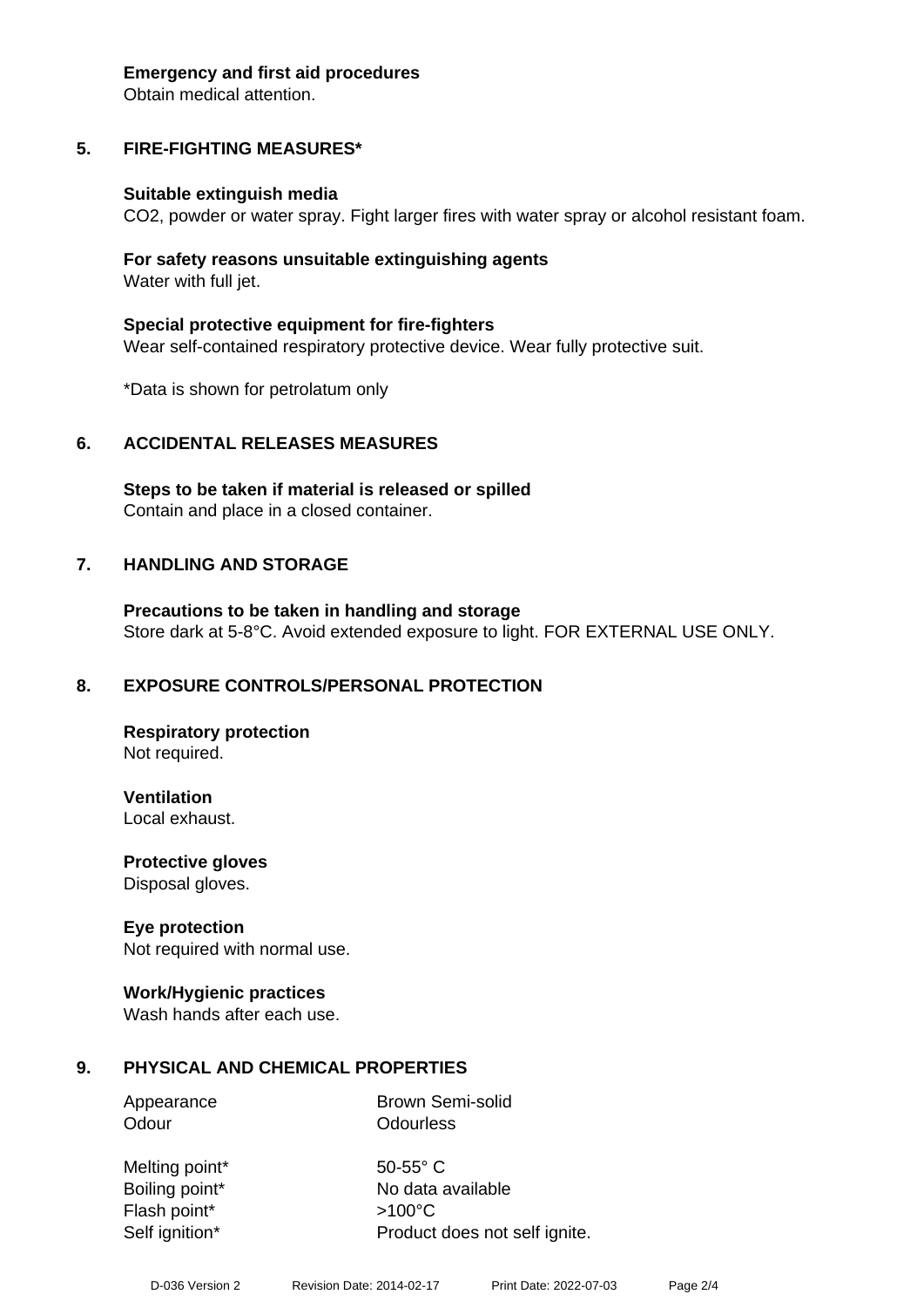**Emergency and first aid procedures**
Obtain medical attention.

## 5. FIRE-FIGHTING MEASURES*

**Suitable extinguish media**
$CO_2$, powder or water spray. Fight larger fires with water spray or alcohol resistant foam.

**For safety reasons unsuitable extinguishing agents**
Water with full jet.

**Special protective equipment for fire-fighters**
Wear self-contained respiratory protective device. Wear fully protective suit.

*Data is shown for petrolatum only

## 6. ACCIDENTAL RELEASES MEASURES

**Steps to be taken if material is released or spilled**
Contain and place in a closed container.

## 7. HANDLING AND STORAGE

**Precautions to be taken in handling and storage**
Store dark at 5-8°C. Avoid extended exposure to light. FOR EXTERNAL USE ONLY.

## 8. EXPOSURE CONTROLS/PERSONAL PROTECTION

**Respiratory protection**
Not required.

**Ventilation**
Local exhaust.

**Protective gloves**
Disposal gloves.

**Eye protection**
Not required with normal use.

**Work/Hygienic practices**
Wash hands after each use.

## 9. PHYSICAL AND CHEMICAL PROPERTIES

| | |
|---|---|
| Appearance | Brown Semi-solid |
| Odour | Odourless |
| Melting point* | 50-55° C |
| Boiling point* | No data available |
| Flash point* | >100°C |
| Self ignition* | Product does not self ignite. |

D-036 Version 2 Revision Date: 2014-02-17 Print Date: 2022-07-03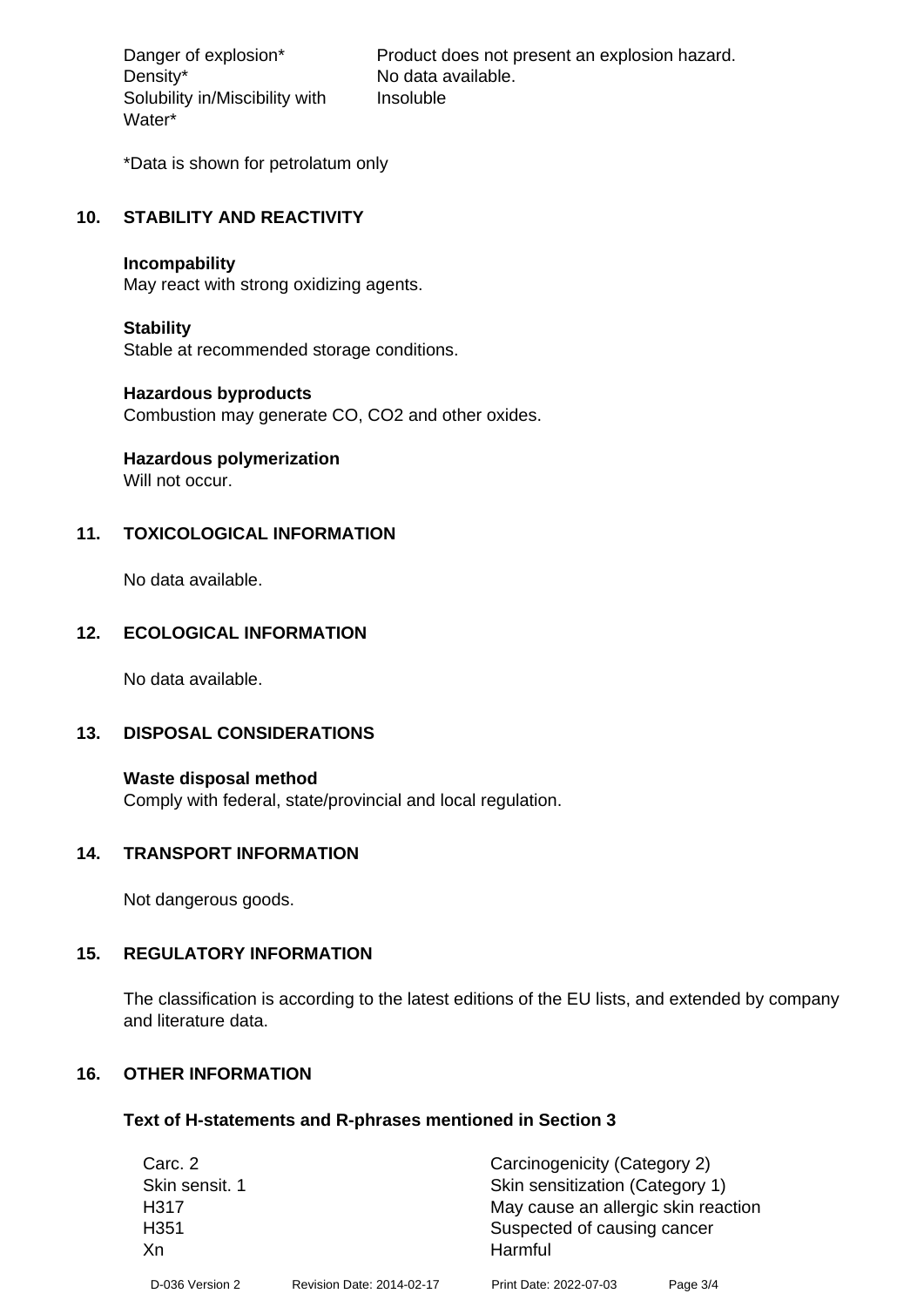| | |
|---|---|
| Danger of explosion* | Product does not present an explosion hazard. |
| Density* | No data available. |
| Solubility in/Miscibility with Water* | Insoluble |

*Data is shown for petrolatum only

## 10. STABILITY AND REACTIVITY

**Incompability**
May react with strong oxidizing agents.

**Stability**
Stable at recommended storage conditions.

**Hazardous byproducts**
Combustion may generate CO, $CO_2$ and other oxides.

**Hazardous polymerization**
Will not occur.

## 11. TOXICOLOGICAL INFORMATION

No data available.

## 12. ECOLOGICAL INFORMATION

No data available.

## 13. DISPOSAL CONSIDERATIONS

**Waste disposal method**
Comply with federal, state/provincial and local regulation.

## 14. TRANSPORT INFORMATION

Not dangerous goods.

## 15. REGULATORY INFORMATION

The classification is according to the latest editions of the EU lists, and extended by company and literature data.

## 16. OTHER INFORMATION

**Text of H-statements and R-phrases mentioned in Section 3**

| | |
|---|---|
| Carc. 2 | Carcinogenicity (Category 2) |
| Skin sensit. 1 | Skin sensitization (Category 1) |
| H317 | May cause an allergic skin reaction |
| H351 | Suspected of causing cancer |
| Xn | Harmful |

D-036 Version 2    Revision Date: 2014-02-17    Print Date: 2022-07-03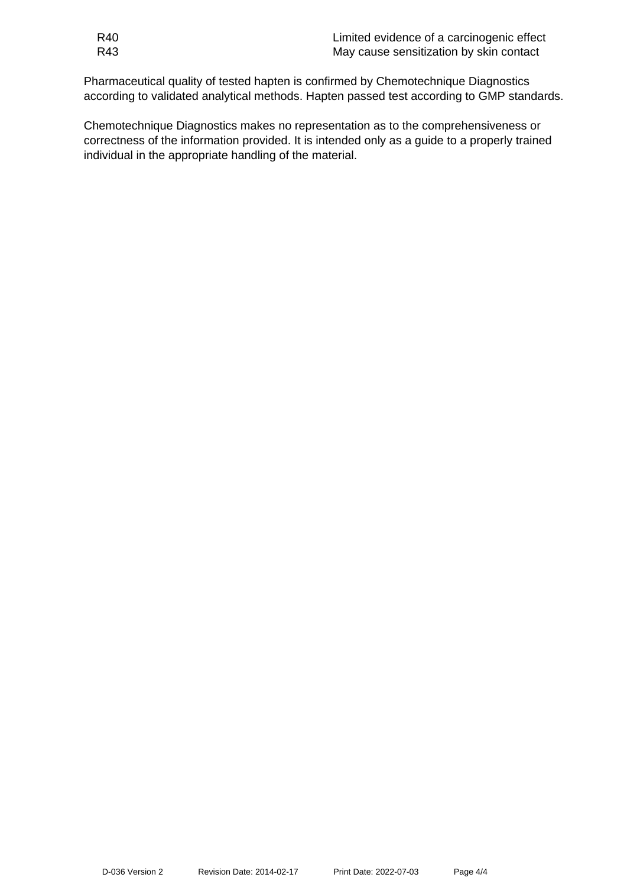| | |
|---|---|
| R40 | Limited evidence of a carcinogenic effect |
| R43 | May cause sensitization by skin contact |

Pharmaceutical quality of tested hapten is confirmed by Chemotechnique Diagnostics according to validated analytical methods. Hapten passed test according to GMP standards.

Chemotechnique Diagnostics makes no representation as to the comprehensiveness or correctness of the information provided. It is intended only as a guide to a properly trained individual in the appropriate handling of the material.